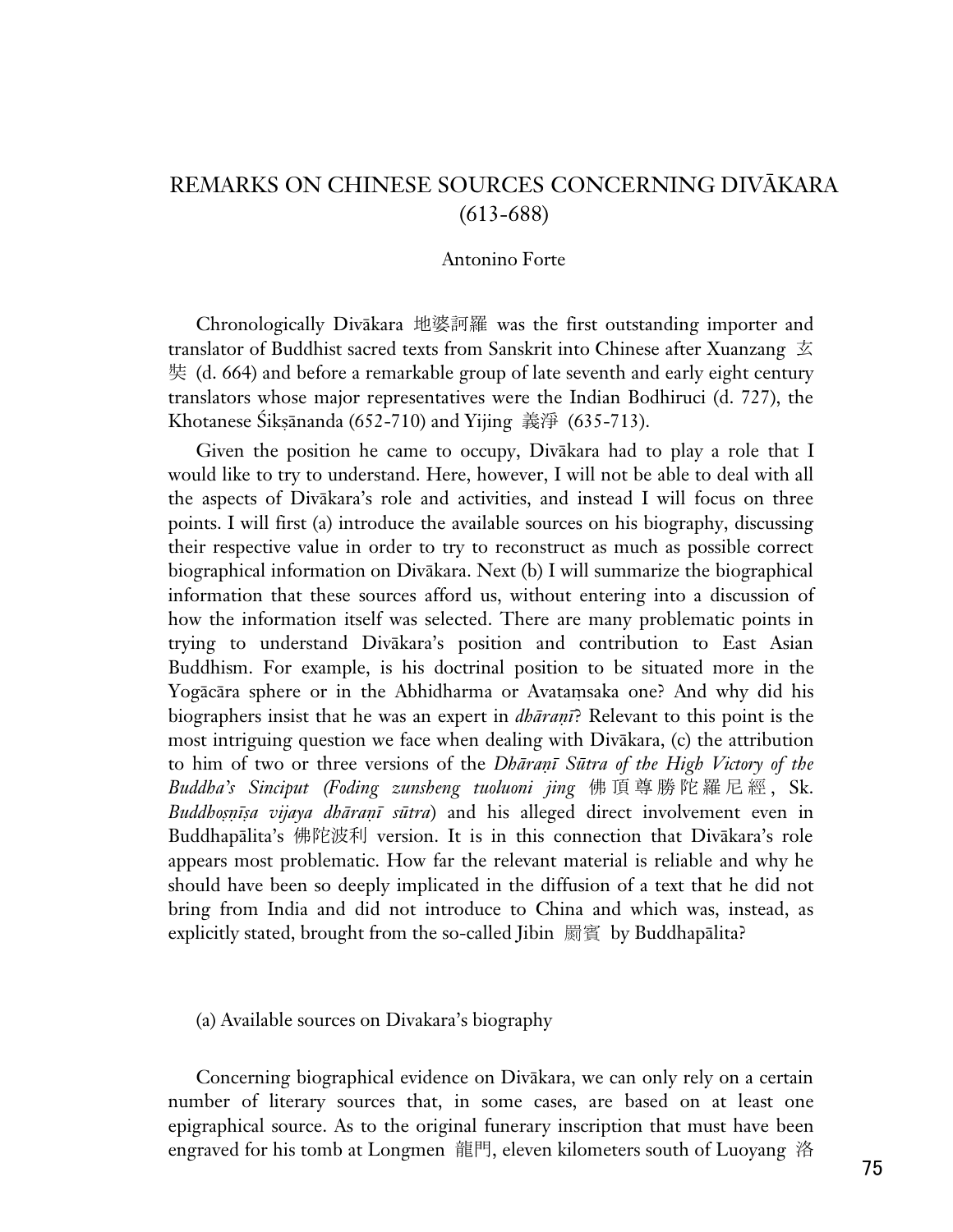# REMARKS ON CHINESE SOURCES CONCERNING DIVĀKARA (613-688)

Antonino Forte

Chronologically Divākara 地婆訶羅 was the first outstanding importer and translator of Buddhist sacred texts from Sanskrit into Chinese after Xuanzang 玄奘 (d. 664) and before a remarkable group of late seventh and early eight century translators whose major representatives were the Indian Bodhiruci (d. 727), the Khotanese Śikṣānanda (652-710) and Yijing 義淨 (635-713).

Given the position he came to occupy, Divākara had to play a role that I would like to try to understand. Here, however, I will not be able to deal with all the aspects of Divākara's role and activities, and instead I will focus on three points. I will first (a) introduce the available sources on his biography, discussing their respective value in order to try to reconstruct as much as possible correct biographical information on Divākara. Next (b) I will summarize the biographical information that these sources afford us, without entering into a discussion of how the information itself was selected. There are many problematic points in trying to understand Divākara's position and contribution to East Asian Buddhism. For example, is his doctrinal position to be situated more in the Yogācāra sphere or in the Abhidharma or Avataṃsaka one? And why did his biographers insist that he was an expert in *dhāraṇī*? Relevant to this point is the most intriguing question we face when dealing with Divākara, (c) the attribution to him of two or three versions of the *Dhāraṇī Sūtra of the High Victory of the Buddha's Sinciput (Foding zunsheng tuoluoni jing* 佛頂尊勝陀羅尼經, Sk. *Buddhoṣṇīṣa vijaya dhāraṇī sūtra*) and his alleged direct involvement even in Buddhapālita's 佛陀波利 version. It is in this connection that Divākara's role appears most problematic. How far the relevant material is reliable and why he should have been so deeply implicated in the diffusion of a text that he did not bring from India and did not introduce to China and which was, instead, as explicitly stated, brought from the so-called Jibin 罽賓 by Buddhapālita?

## (a) Available sources on Divakara's biography

Concerning biographical evidence on Divākara, we can only rely on a certain number of literary sources that, in some cases, are based on at least one epigraphical source. As to the original funerary inscription that must have been engraved for his tomb at Longmen 龍門, eleven kilometers south of Luoyang 洛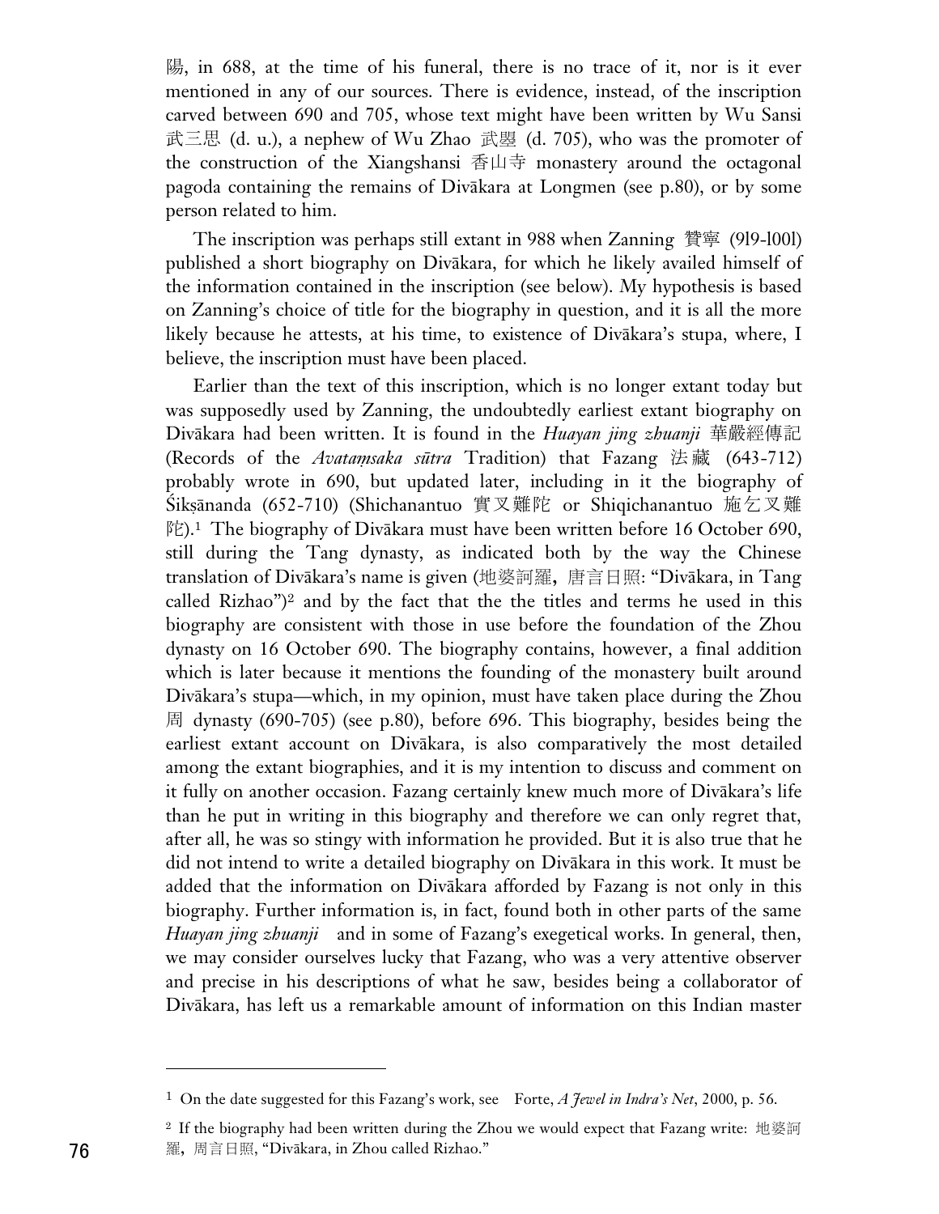陽, in 688, at the time of his funeral, there is no trace of it, nor is it ever mentioned in any of our sources. There is evidence, instead, of the inscription carved between 690 and 705, whose text might have been written by Wu Sansi 武三思 (d. u.), a nephew of Wu Zhao 武曌 (d. 705), who was the promoter of the construction of the Xiangshansi 香山寺 monastery around the octagonal pagoda containing the remains of Divākara at Longmen (see p.80), or by some person related to him.

The inscription was perhaps still extant in 988 when Zanning 贊寧 (919-1001) published a short biography on Divākara, for which he likely availed himself of the information contained in the inscription (see below). My hypothesis is based on Zanning's choice of title for the biography in question, and it is all the more likely because he attests, at his time, to existence of Divākara's stupa, where, I believe, the inscription must have been placed.

Earlier than the text of this inscription, which is no longer extant today but was supposedly used by Zanning, the undoubtedly earliest extant biography on Divākara had been written. It is found in the *Huayan jing zhuanji* 華嚴經傳記 (Records of the *Avataṃsaka sūtra* Tradition) that Fazang 法藏 (643-712) probably wrote in 690, but updated later, including in it the biography of Śikṣānanda (652-710) (Shichanantuo 實叉難陀 or Shiqichanantuo 施乞叉難陀).[1] The biography of Divākara must have been written before 16 October 690, still during the Tang dynasty, as indicated both by the way the Chinese translation of Divākara's name is given (地婆訶羅，唐言日照: "Divākara, in Tang called Rizhao")[2] and by the fact that the the titles and terms he used in this biography are consistent with those in use before the foundation of the Zhou dynasty on 16 October 690. The biography contains, however, a final addition which is later because it mentions the founding of the monastery built around Divākara's stupa—which, in my opinion, must have taken place during the Zhou 周 dynasty (690-705) (see p.80), before 696. This biography, besides being the earliest extant account on Divākara, is also comparatively the most detailed among the extant biographies, and it is my intention to discuss and comment on it fully on another occasion. Fazang certainly knew much more of Divākara's life than he put in writing in this biography and therefore we can only regret that, after all, he was so stingy with information he provided. But it is also true that he did not intend to write a detailed biography on Divākara in this work. It must be added that the information on Divākara afforded by Fazang is not only in this biography. Further information is, in fact, found both in other parts of the same *Huayan jing zhuanji* and in some of Fazang's exegetical works. In general, then, we may consider ourselves lucky that Fazang, who was a very attentive observer and precise in his descriptions of what he saw, besides being a collaborator of Divākara, has left us a remarkable amount of information on this Indian master

---

[1] On the date suggested for this Fazang's work, see Forte, *A Jewel in Indra's Net*, 2000, p. 56.

[2] If the biography had been written during the Zhou we would expect that Fazang write: 地婆訶羅，周言日照, "Divākara, in Zhou called Rizhao."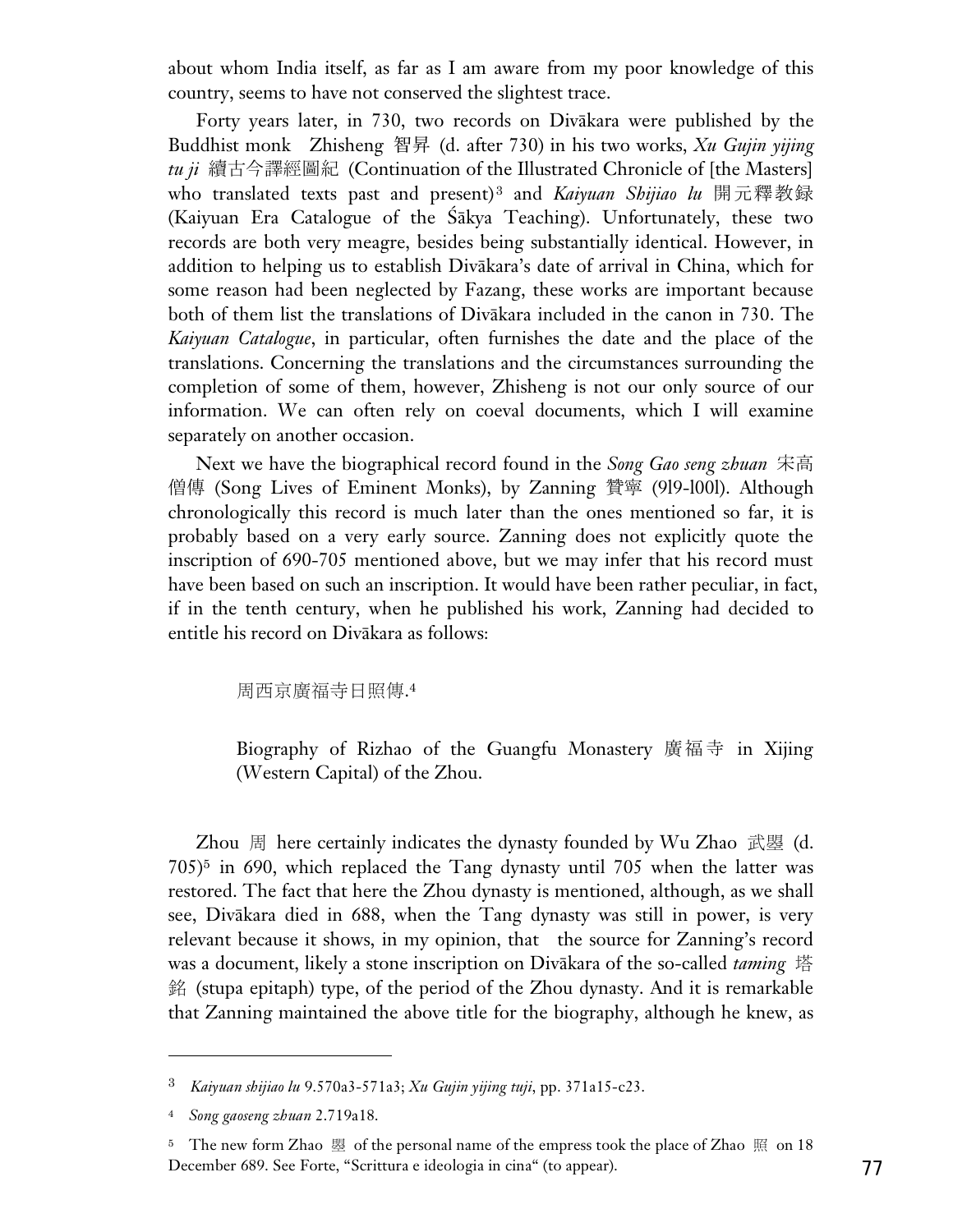about whom India itself, as far as I am aware from my poor knowledge of this country, seems to have not conserved the slightest trace.

Forty years later, in 730, two records on Divākara were published by the Buddhist monk Zhisheng 智昇 (d. after 730) in his two works, *Xu Gujin yijing tu ji* 續古今譯經圖紀 (Continuation of the Illustrated Chronicle of [the Masters] who translated texts past and present)[3] and *Kaiyuan Shijiao lu* 開元釋教録 (Kaiyuan Era Catalogue of the Śākya Teaching). Unfortunately, these two records are both very meagre, besides being substantially identical. However, in addition to helping us to establish Divākara's date of arrival in China, which for some reason had been neglected by Fazang, these works are important because both of them list the translations of Divākara included in the canon in 730. The *Kaiyuan Catalogue*, in particular, often furnishes the date and the place of the translations. Concerning the translations and the circumstances surrounding the completion of some of them, however, Zhisheng is not our only source of our information. We can often rely on coeval documents, which I will examine separately on another occasion.

Next we have the biographical record found in the *Song Gao seng zhuan* 宋高僧傳 (Song Lives of Eminent Monks), by Zanning 贊寧 (919-1001). Although chronologically this record is much later than the ones mentioned so far, it is probably based on a very early source. Zanning does not explicitly quote the inscription of 690-705 mentioned above, but we may infer that his record must have been based on such an inscription. It would have been rather peculiar, in fact, if in the tenth century, when he published his work, Zanning had decided to entitle his record on Divākara as follows:

> 周西京廣福寺日照傳.[4]
>
> Biography of Rizhao of the Guangfu Monastery 廣福寺 in Xijing (Western Capital) of the Zhou.

Zhou 周 here certainly indicates the dynasty founded by Wu Zhao 武曌 (d. 705)[5] in 690, which replaced the Tang dynasty until 705 when the latter was restored. The fact that here the Zhou dynasty is mentioned, although, as we shall see, Divākara died in 688, when the Tang dynasty was still in power, is very relevant because it shows, in my opinion, that the source for Zanning's record was a document, likely a stone inscription on Divākara of the so-called *taming* 塔銘 (stupa epitaph) type, of the period of the Zhou dynasty. And it is remarkable that Zanning maintained the above title for the biography, although he knew, as

---

[3] *Kaiyuan shijiao lu* 9.570a3-571a3; *Xu Gujin yijing tuji*, pp. 371a15-c23.

[4] *Song gaoseng zhuan* 2.719a18.

[5] The new form Zhao 曌 of the personal name of the empress took the place of Zhao 照 on 18 December 689. See Forte, "Scrittura e ideologia in cina" (to appear).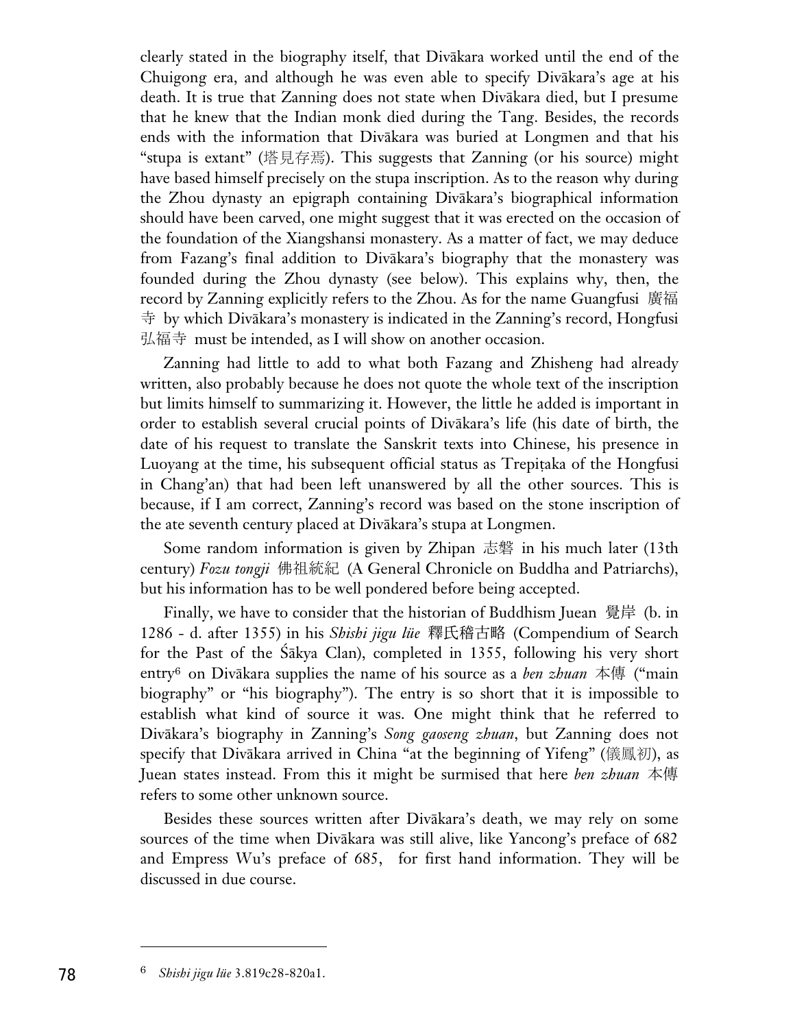clearly stated in the biography itself, that Divākara worked until the end of the Chuigong era, and although he was even able to specify Divākara's age at his death. It is true that Zanning does not state when Divākara died, but I presume that he knew that the Indian monk died during the Tang. Besides, the records ends with the information that Divākara was buried at Longmen and that his "stupa is extant" (塔見存焉). This suggests that Zanning (or his source) might have based himself precisely on the stupa inscription. As to the reason why during the Zhou dynasty an epigraph containing Divākara's biographical information should have been carved, one might suggest that it was erected on the occasion of the foundation of the Xiangshansi monastery. As a matter of fact, we may deduce from Fazang's final addition to Divākara's biography that the monastery was founded during the Zhou dynasty (see below). This explains why, then, the record by Zanning explicitly refers to the Zhou. As for the name Guangfusi 廣福寺 by which Divākara's monastery is indicated in the Zanning's record, Hongfusi 弘福寺 must be intended, as I will show on another occasion.

Zanning had little to add to what both Fazang and Zhisheng had already written, also probably because he does not quote the whole text of the inscription but limits himself to summarizing it. However, the little he added is important in order to establish several crucial points of Divākara's life (his date of birth, the date of his request to translate the Sanskrit texts into Chinese, his presence in Luoyang at the time, his subsequent official status as Trepiṭaka of the Hongfusi in Chang'an) that had been left unanswered by all the other sources. This is because, if I am correct, Zanning's record was based on the stone inscription of the ate seventh century placed at Divākara's stupa at Longmen.

Some random information is given by Zhipan 志磐 in his much later (13th century) *Fozu tongji* 佛祖統紀 (A General Chronicle on Buddha and Patriarchs), but his information has to be well pondered before being accepted.

Finally, we have to consider that the historian of Buddhism Juean 覺岸 (b. in 1286 - d. after 1355) in his *Shishi jigu lüe* 釋氏稽古略 (Compendium of Search for the Past of the Śākya Clan), completed in 1355, following his very short entry[6] on Divākara supplies the name of his source as a *ben zhuan* 本傳 ("main biography" or "his biography"). The entry is so short that it is impossible to establish what kind of source it was. One might think that he referred to Divākara's biography in Zanning's *Song gaoseng zhuan*, but Zanning does not specify that Divākara arrived in China "at the beginning of Yifeng" (儀鳳初), as Juean states instead. From this it might be surmised that here *ben zhuan* 本傳 refers to some other unknown source.

Besides these sources written after Divākara's death, we may rely on some sources of the time when Divākara was still alive, like Yancong's preface of 682 and Empress Wu's preface of 685, for first hand information. They will be discussed in due course.

---

[6] *Shishi jigu lüe* 3.819c28-820a1.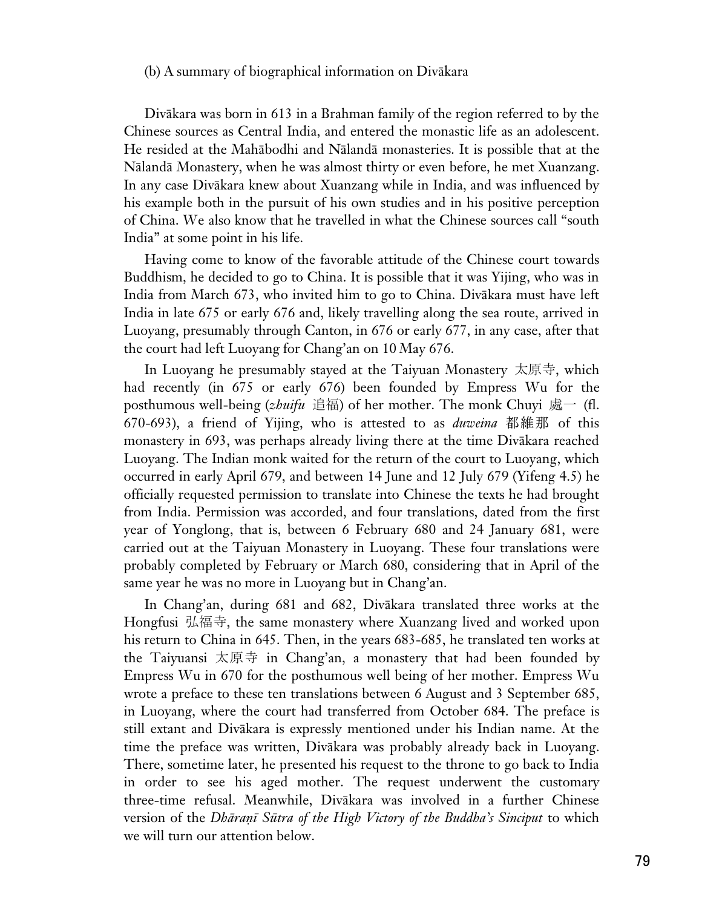(b) A summary of biographical information on Divākara

Divākara was born in 613 in a Brahman family of the region referred to by the Chinese sources as Central India, and entered the monastic life as an adolescent. He resided at the Mahābodhi and Nālandā monasteries. It is possible that at the Nālandā Monastery, when he was almost thirty or even before, he met Xuanzang. In any case Divākara knew about Xuanzang while in India, and was influenced by his example both in the pursuit of his own studies and in his positive perception of China. We also know that he travelled in what the Chinese sources call "south India" at some point in his life.

Having come to know of the favorable attitude of the Chinese court towards Buddhism, he decided to go to China. It is possible that it was Yijing, who was in India from March 673, who invited him to go to China. Divākara must have left India in late 675 or early 676 and, likely travelling along the sea route, arrived in Luoyang, presumably through Canton, in 676 or early 677, in any case, after that the court had left Luoyang for Chang'an on 10 May 676.

In Luoyang he presumably stayed at the Taiyuan Monastery 太原寺, which had recently (in 675 or early 676) been founded by Empress Wu for the posthumous well-being (*zhuifu* 追福) of her mother. The monk Chuyi 處一 (fl. 670-693), a friend of Yijing, who is attested to as *duweina* 都維那 of this monastery in 693, was perhaps already living there at the time Divākara reached Luoyang. The Indian monk waited for the return of the court to Luoyang, which occurred in early April 679, and between 14 June and 12 July 679 (Yifeng 4.5) he officially requested permission to translate into Chinese the texts he had brought from India. Permission was accorded, and four translations, dated from the first year of Yonglong, that is, between 6 February 680 and 24 January 681, were carried out at the Taiyuan Monastery in Luoyang. These four translations were probably completed by February or March 680, considering that in April of the same year he was no more in Luoyang but in Chang'an.

In Chang'an, during 681 and 682, Divākara translated three works at the Hongfusi 弘福寺, the same monastery where Xuanzang lived and worked upon his return to China in 645. Then, in the years 683-685, he translated ten works at the Taiyuansi 太原寺 in Chang'an, a monastery that had been founded by Empress Wu in 670 for the posthumous well being of her mother. Empress Wu wrote a preface to these ten translations between 6 August and 3 September 685, in Luoyang, where the court had transferred from October 684. The preface is still extant and Divākara is expressly mentioned under his Indian name. At the time the preface was written, Divākara was probably already back in Luoyang. There, sometime later, he presented his request to the throne to go back to India in order to see his aged mother. The request underwent the customary three-time refusal. Meanwhile, Divākara was involved in a further Chinese version of the *Dhāraṇī Sūtra of the High Victory of the Buddha's Sinciput* to which we will turn our attention below.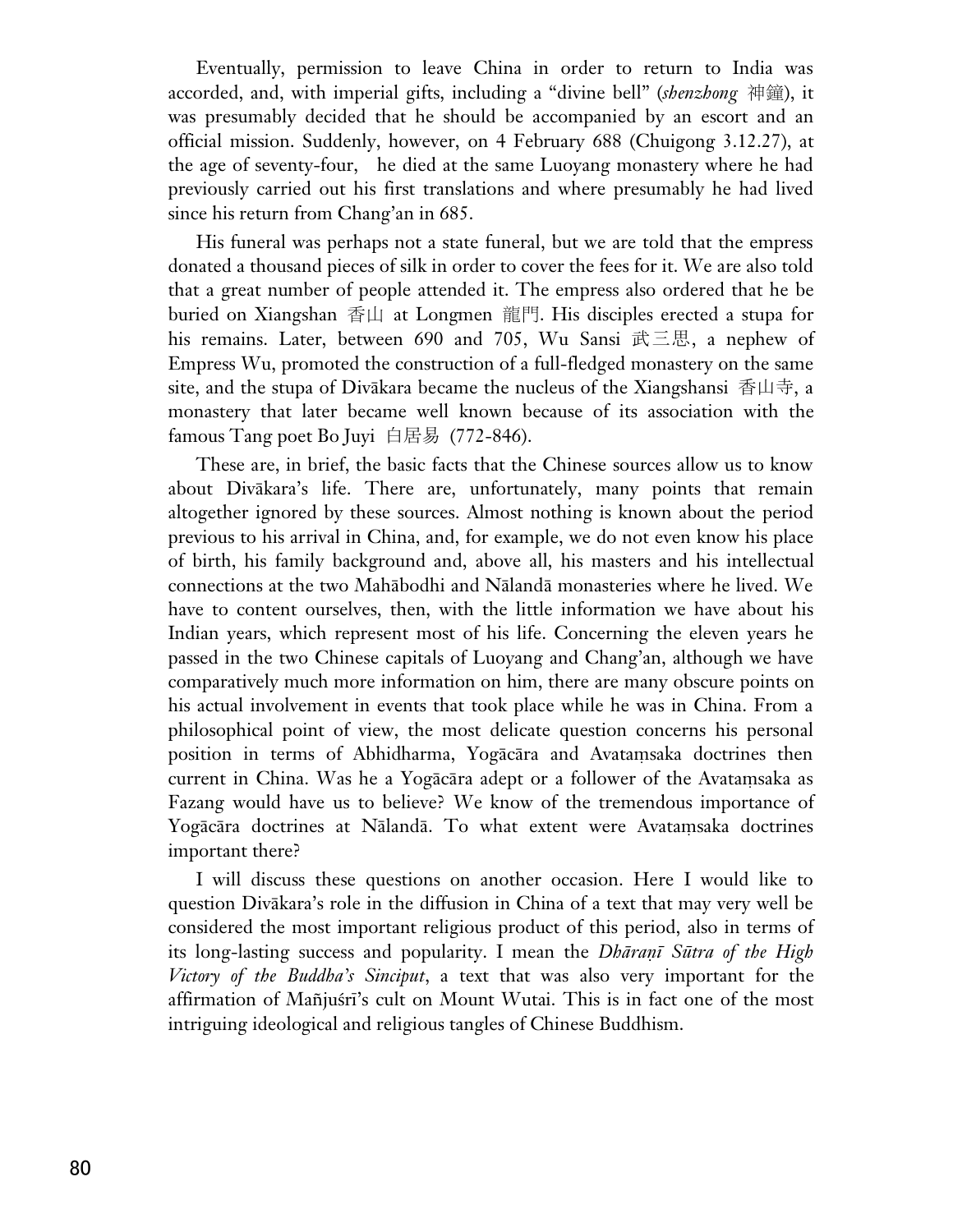Eventually, permission to leave China in order to return to India was accorded, and, with imperial gifts, including a "divine bell" (*shenzhong* 神鐘), it was presumably decided that he should be accompanied by an escort and an official mission. Suddenly, however, on 4 February 688 (Chuigong 3.12.27), at the age of seventy-four, he died at the same Luoyang monastery where he had previously carried out his first translations and where presumably he had lived since his return from Chang'an in 685.

His funeral was perhaps not a state funeral, but we are told that the empress donated a thousand pieces of silk in order to cover the fees for it. We are also told that a great number of people attended it. The empress also ordered that he be buried on Xiangshan 香山 at Longmen 龍門. His disciples erected a stupa for his remains. Later, between 690 and 705, Wu Sansi 武三思, a nephew of Empress Wu, promoted the construction of a full-fledged monastery on the same site, and the stupa of Divākara became the nucleus of the Xiangshansi 香山寺, a monastery that later became well known because of its association with the famous Tang poet Bo Juyi 白居易 (772-846).

These are, in brief, the basic facts that the Chinese sources allow us to know about Divākara's life. There are, unfortunately, many points that remain altogether ignored by these sources. Almost nothing is known about the period previous to his arrival in China, and, for example, we do not even know his place of birth, his family background and, above all, his masters and his intellectual connections at the two Mahābodhi and Nālandā monasteries where he lived. We have to content ourselves, then, with the little information we have about his Indian years, which represent most of his life. Concerning the eleven years he passed in the two Chinese capitals of Luoyang and Chang'an, although we have comparatively much more information on him, there are many obscure points on his actual involvement in events that took place while he was in China. From a philosophical point of view, the most delicate question concerns his personal position in terms of Abhidharma, Yogācāra and Avataṃsaka doctrines then current in China. Was he a Yogācāra adept or a follower of the Avataṃsaka as Fazang would have us to believe? We know of the tremendous importance of Yogācāra doctrines at Nālandā. To what extent were Avataṃsaka doctrines important there?

I will discuss these questions on another occasion. Here I would like to question Divākara's role in the diffusion in China of a text that may very well be considered the most important religious product of this period, also in terms of its long-lasting success and popularity. I mean the *Dhāraṇī Sūtra of the High Victory of the Buddha's Sinciput*, a text that was also very important for the affirmation of Mañjuśrī's cult on Mount Wutai. This is in fact one of the most intriguing ideological and religious tangles of Chinese Buddhism.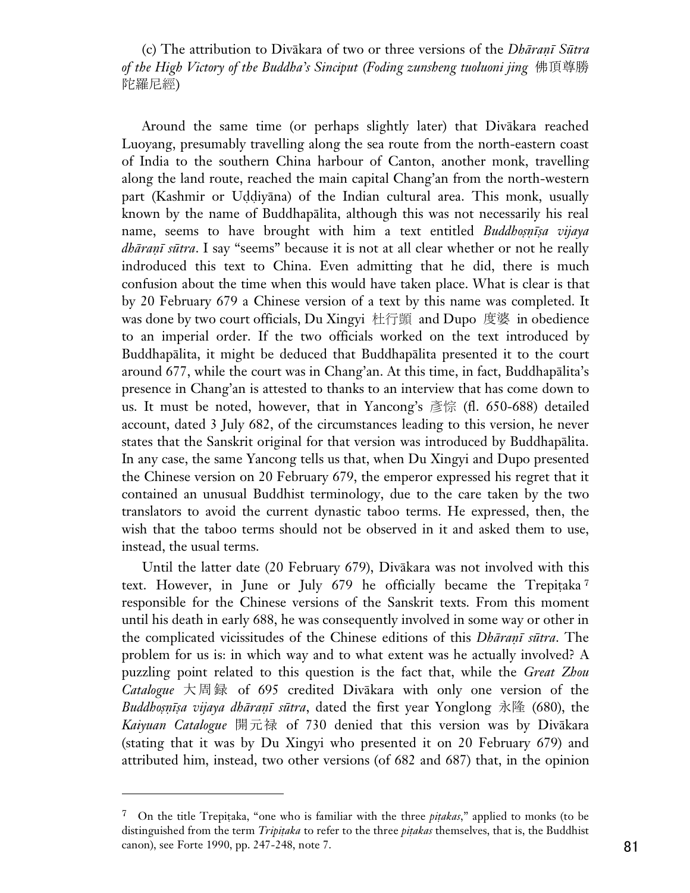(c) The attribution to Divākara of two or three versions of the *Dhāraṇī Sūtra of the High Victory of the Buddha's Sinciput* (*Foding zunsheng tuoluoni jing* 佛頂尊勝陀羅尼經)

Around the same time (or perhaps slightly later) that Divākara reached Luoyang, presumably travelling along the sea route from the north-eastern coast of India to the southern China harbour of Canton, another monk, travelling along the land route, reached the main capital Chang'an from the north-western part (Kashmir or Uḍḍiyāna) of the Indian cultural area. This monk, usually known by the name of Buddhapālita, although this was not necessarily his real name, seems to have brought with him a text entitled *Buddhoṣṇīṣa vijaya dhāraṇī sūtra*. I say "seems" because it is not at all clear whether or not he really indroduced this text to China. Even admitting that he did, there is much confusion about the time when this would have taken place. What is clear is that by 20 February 679 a Chinese version of a text by this name was completed. It was done by two court officials, Du Xingyi 杜行顗 and Dupo 度婆 in obedience to an imperial order. If the two officials worked on the text introduced by Buddhapālita, it might be deduced that Buddhapālita presented it to the court around 677, while the court was in Chang'an. At this time, in fact, Buddhapālita's presence in Chang'an is attested to thanks to an interview that has come down to us. It must be noted, however, that in Yancong's 彥悰 (fl. 650-688) detailed account, dated 3 July 682, of the circumstances leading to this version, he never states that the Sanskrit original for that version was introduced by Buddhapālita. In any case, the same Yancong tells us that, when Du Xingyi and Dupo presented the Chinese version on 20 February 679, the emperor expressed his regret that it contained an unusual Buddhist terminology, due to the care taken by the two translators to avoid the current dynastic taboo terms. He expressed, then, the wish that the taboo terms should not be observed in it and asked them to use, instead, the usual terms.

Until the latter date (20 February 679), Divākara was not involved with this text. However, in June or July 679 he officially became the Trepiṭaka[7] responsible for the Chinese versions of the Sanskrit texts. From this moment until his death in early 688, he was consequently involved in some way or other in the complicated vicissitudes of the Chinese editions of this *Dhāraṇī sūtra*. The problem for us is: in which way and to what extent was he actually involved? A puzzling point related to this question is the fact that, while the *Great Zhou Catalogue* 大周録 of 695 credited Divākara with only one version of the *Buddhoṣṇīṣa vijaya dhāraṇī sūtra*, dated the first year Yonglong 永隆 (680), the *Kaiyuan Catalogue* 開元禄 of 730 denied that this version was by Divākara (stating that it was by Du Xingyi who presented it on 20 February 679) and attributed him, instead, two other versions (of 682 and 687) that, in the opinion

---

[7] On the title Trepiṭaka, "one who is familiar with the three *piṭakas*," applied to monks (to be distinguished from the term *Tripiṭaka* to refer to the three *piṭakas* themselves, that is, the Buddhist canon), see Forte 1990, pp. 247-248, note 7.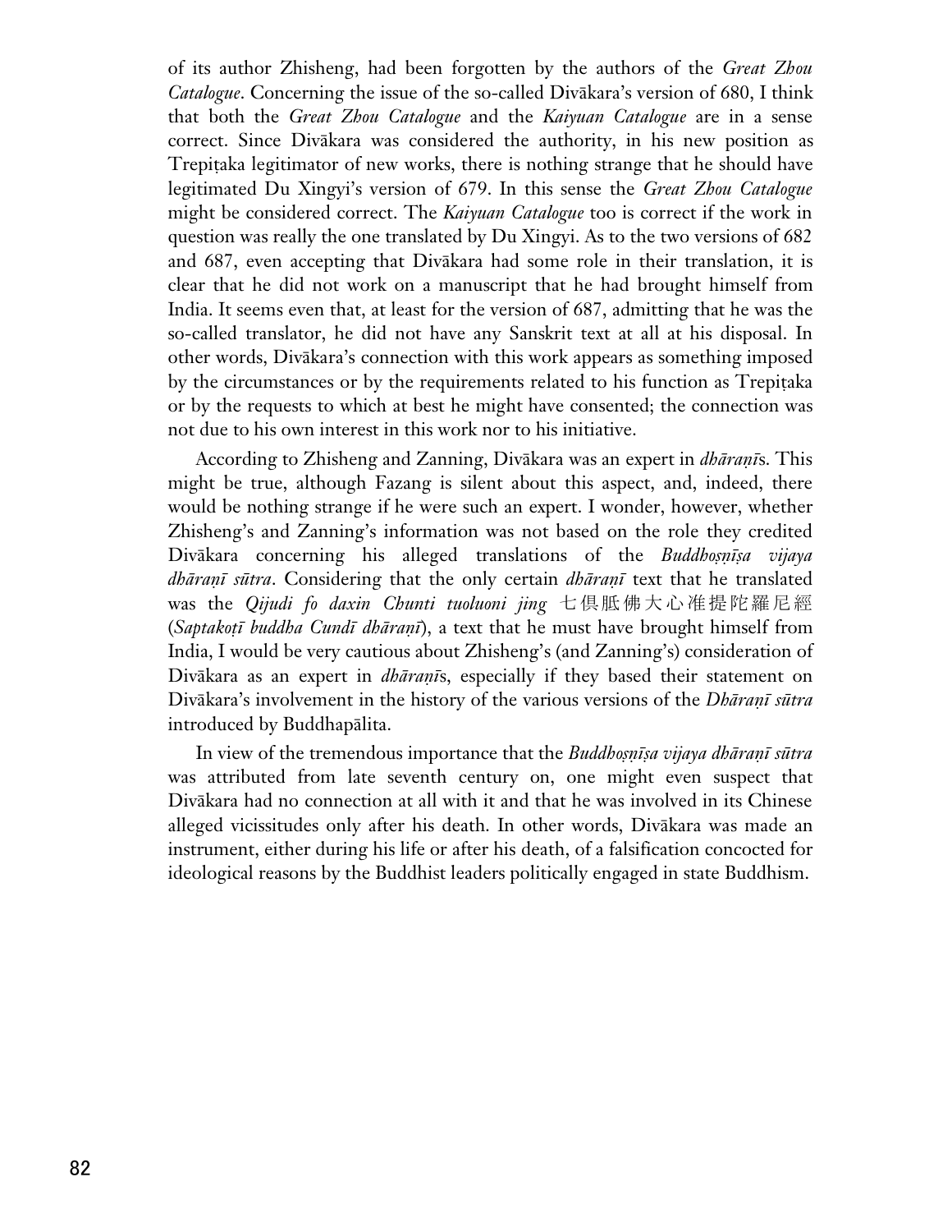of its author Zhisheng, had been forgotten by the authors of the *Great Zhou Catalogue*. Concerning the issue of the so-called Divākara's version of 680, I think that both the *Great Zhou Catalogue* and the *Kaiyuan Catalogue* are in a sense correct. Since Divākara was considered the authority, in his new position as Trepiṭaka legitimator of new works, there is nothing strange that he should have legitimated Du Xingyi's version of 679. In this sense the *Great Zhou Catalogue* might be considered correct. The *Kaiyuan Catalogue* too is correct if the work in question was really the one translated by Du Xingyi. As to the two versions of 682 and 687, even accepting that Divākara had some role in their translation, it is clear that he did not work on a manuscript that he had brought himself from India. It seems even that, at least for the version of 687, admitting that he was the so-called translator, he did not have any Sanskrit text at all at his disposal. In other words, Divākara's connection with this work appears as something imposed by the circumstances or by the requirements related to his function as Trepiṭaka or by the requests to which at best he might have consented; the connection was not due to his own interest in this work nor to his initiative.

According to Zhisheng and Zanning, Divākara was an expert in *dhāraṇī*s. This might be true, although Fazang is silent about this aspect, and, indeed, there would be nothing strange if he were such an expert. I wonder, however, whether Zhisheng's and Zanning's information was not based on the role they credited Divākara concerning his alleged translations of the *Buddhoṣṇīṣa vijaya dhāraṇī sūtra*. Considering that the only certain *dhāraṇī* text that he translated was the *Qijudi fo daxin Chunti tuoluoni jing* 七俱胝佛大心准提陀羅尼經 (*Saptakoṭī buddha Cundī dhāraṇī*), a text that he must have brought himself from India, I would be very cautious about Zhisheng's (and Zanning's) consideration of Divākara as an expert in *dhāraṇī*s, especially if they based their statement on Divākara's involvement in the history of the various versions of the *Dhāraṇī sūtra* introduced by Buddhapālita.

In view of the tremendous importance that the *Buddhoṣṇīṣa vijaya dhāraṇī sūtra* was attributed from late seventh century on, one might even suspect that Divākara had no connection at all with it and that he was involved in its Chinese alleged vicissitudes only after his death. In other words, Divākara was made an instrument, either during his life or after his death, of a falsification concocted for ideological reasons by the Buddhist leaders politically engaged in state Buddhism.